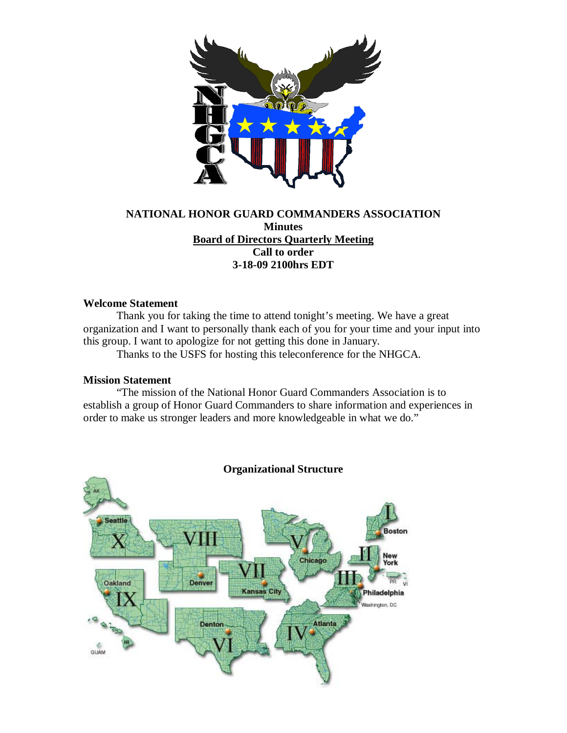# NATIONAL HONOR GUARD COMMANDERS ASSOCIATION

**Minutes**

**Board of Directors Quarterly Meeting**

**Call to order**

**3-18-09 2100hrs EDT**

## Welcome Statement

Thank you for taking the time to attend tonight's meeting. We have a great organization and I want to personally thank each of you for your time and your input into this group. I want to apologize for not getting this done in January.

Thanks to the USFS for hosting this teleconference for the NHGCA.

## Mission Statement

"The mission of the National Honor Guard Commanders Association is to establish a group of Honor Guard Commanders to share information and experiences in order to make us stronger leaders and more knowledgeable in what we do."

## Organizational Structure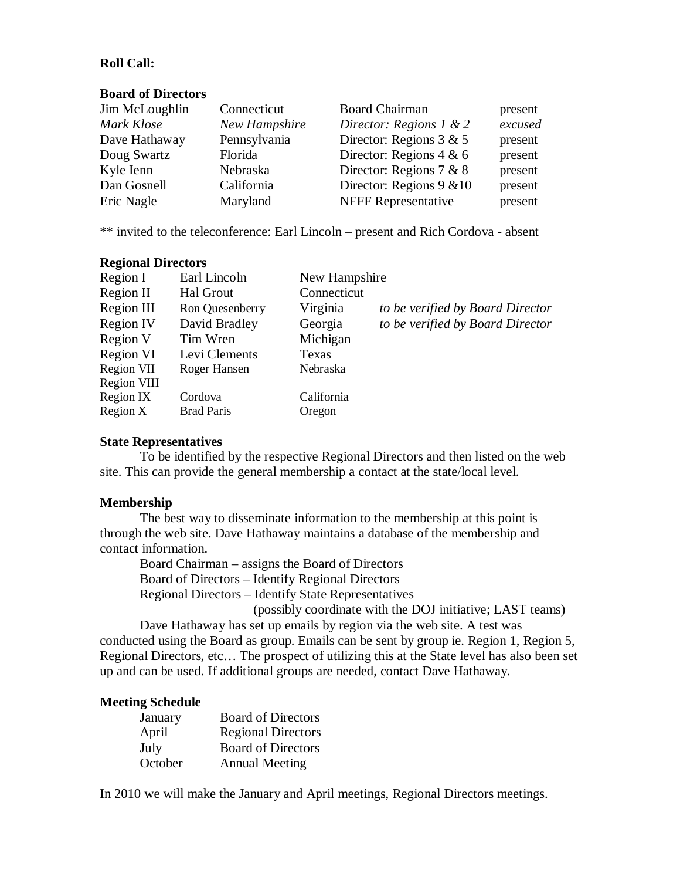**Roll Call:**

**Board of Directors**

| | | | |
|---|---|---|---|
| Jim McLoughlin | Connecticut | Board Chairman | present |
| *Mark Klose* | *New Hampshire* | *Director: Regions 1 & 2* | *excused* |
| Dave Hathaway | Pennsylvania | Director: Regions 3 & 5 | present |
| Doug Swartz | Florida | Director: Regions 4 & 6 | present |
| Kyle Ienn | Nebraska | Director: Regions 7 & 8 | present |
| Dan Gosnell | California | Director: Regions 9 &10 | present |
| Eric Nagle | Maryland | NFFF Representative | present |

** invited to the teleconference: Earl Lincoln – present and Rich Cordova - absent

**Regional Directors**

| | | | |
|---|---|---|---|
| Region I | Earl Lincoln | New Hampshire | |
| Region II | Hal Grout | Connecticut | |
| Region III | Ron Quesenberry | Virginia | *to be verified by Board Director* |
| Region IV | David Bradley | Georgia | *to be verified by Board Director* |
| Region V | Tim Wren | Michigan | |
| Region VI | Levi Clements | Texas | |
| Region VII | Roger Hansen | Nebraska | |
| Region VIII | | | |
| Region IX | Cordova | California | |
| Region X | Brad Paris | Oregon | |

**State Representatives**

To be identified by the respective Regional Directors and then listed on the web site. This can provide the general membership a contact at the state/local level.

**Membership**

The best way to disseminate information to the membership at this point is through the web site. Dave Hathaway maintains a database of the membership and contact information.

Board Chairman – assigns the Board of Directors
Board of Directors – Identify Regional Directors
Regional Directors – Identify State Representatives
(possibly coordinate with the DOJ initiative; LAST teams)

Dave Hathaway has set up emails by region via the web site. A test was conducted using the Board as group. Emails can be sent by group ie. Region 1, Region 5, Regional Directors, etc… The prospect of utilizing this at the State level has also been set up and can be used. If additional groups are needed, contact Dave Hathaway.

**Meeting Schedule**

| | |
|---|---|
| January | Board of Directors |
| April | Regional Directors |
| July | Board of Directors |
| October | Annual Meeting |

In 2010 we will make the January and April meetings, Regional Directors meetings.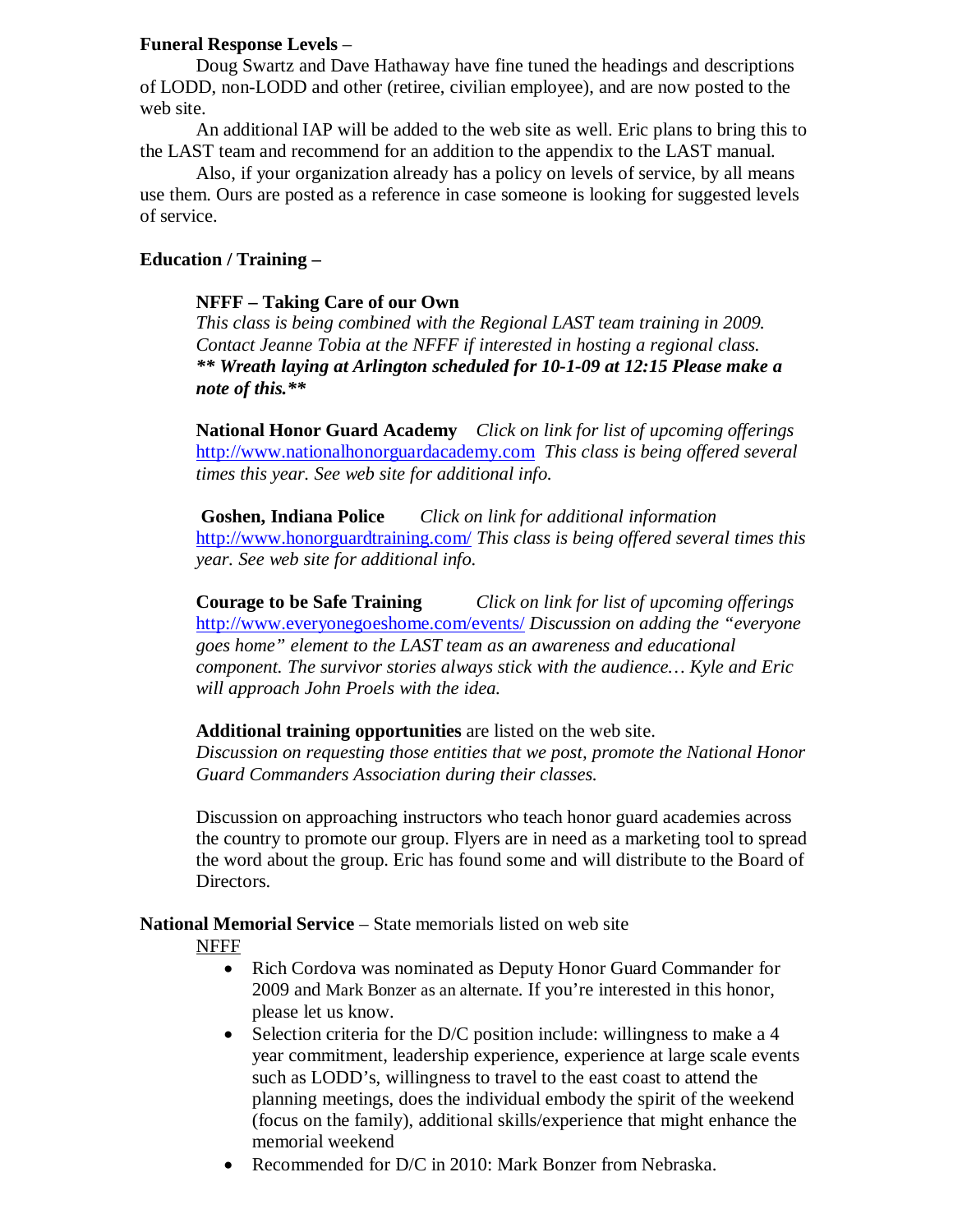**Funeral Response Levels** –

Doug Swartz and Dave Hathaway have fine tuned the headings and descriptions of LODD, non-LODD and other (retiree, civilian employee), and are now posted to the web site.

An additional IAP will be added to the web site as well. Eric plans to bring this to the LAST team and recommend for an addition to the appendix to the LAST manual.

Also, if your organization already has a policy on levels of service, by all means use them. Ours are posted as a reference in case someone is looking for suggested levels of service.

**Education / Training –**

**NFFF – Taking Care of our Own**
*This class is being combined with the Regional LAST team training in 2009. Contact Jeanne Tobia at the NFFF if interested in hosting a regional class.*
***** Wreath laying at Arlington scheduled for 10-1-09 at 12:15 Please make a note of this.*****

**National Honor Guard Academy** *Click on link for list of upcoming offerings* http://www.nationalhonorguardacademy.com *This class is being offered several times this year. See web site for additional info.*

**Goshen, Indiana Police** *Click on link for additional information* http://www.honorguardtraining.com/ *This class is being offered several times this year. See web site for additional info.*

**Courage to be Safe Training** *Click on link for list of upcoming offerings* http://www.everyonegoeshome.com/events/ *Discussion on adding the "everyone goes home" element to the LAST team as an awareness and educational component. The survivor stories always stick with the audience… Kyle and Eric will approach John Proels with the idea.*

**Additional training opportunities** are listed on the web site.
*Discussion on requesting those entities that we post, promote the National Honor Guard Commanders Association during their classes.*

Discussion on approaching instructors who teach honor guard academies across the country to promote our group. Flyers are in need as a marketing tool to spread the word about the group. Eric has found some and will distribute to the Board of Directors.

**National Memorial Service** – State memorials listed on web site

NFFF

- Rich Cordova was nominated as Deputy Honor Guard Commander for 2009 and Mark Bonzer as an alternate. If you're interested in this honor, please let us know.
- Selection criteria for the D/C position include: willingness to make a 4 year commitment, leadership experience, experience at large scale events such as LODD's, willingness to travel to the east coast to attend the planning meetings, does the individual embody the spirit of the weekend (focus on the family), additional skills/experience that might enhance the memorial weekend
- Recommended for D/C in 2010: Mark Bonzer from Nebraska.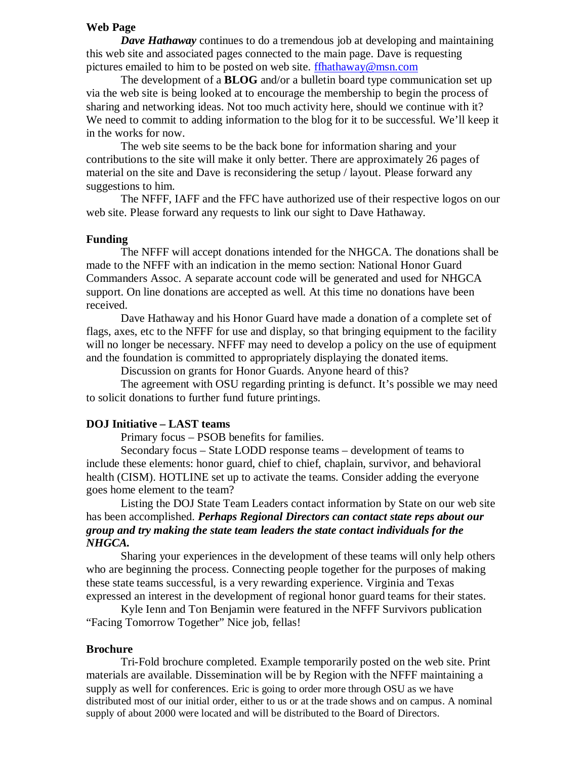**Web Page**

*Dave Hathaway* continues to do a tremendous job at developing and maintaining this web site and associated pages connected to the main page. Dave is requesting pictures emailed to him to be posted on web site. [ffhathaway@msn.com](mailto:ffhathaway@msn.com)

The development of a **BLOG** and/or a bulletin board type communication set up via the web site is being looked at to encourage the membership to begin the process of sharing and networking ideas. Not too much activity here, should we continue with it? We need to commit to adding information to the blog for it to be successful. We'll keep it in the works for now.

The web site seems to be the back bone for information sharing and your contributions to the site will make it only better. There are approximately 26 pages of material on the site and Dave is reconsidering the setup / layout. Please forward any suggestions to him.

The NFFF, IAFF and the FFC have authorized use of their respective logos on our web site. Please forward any requests to link our sight to Dave Hathaway.

**Funding**

The NFFF will accept donations intended for the NHGCA. The donations shall be made to the NFFF with an indication in the memo section: National Honor Guard Commanders Assoc. A separate account code will be generated and used for NHGCA support. On line donations are accepted as well. At this time no donations have been received.

Dave Hathaway and his Honor Guard have made a donation of a complete set of flags, axes, etc to the NFFF for use and display, so that bringing equipment to the facility will no longer be necessary. NFFF may need to develop a policy on the use of equipment and the foundation is committed to appropriately displaying the donated items.

Discussion on grants for Honor Guards. Anyone heard of this?

The agreement with OSU regarding printing is defunct. It's possible we may need to solicit donations to further fund future printings.

**DOJ Initiative – LAST teams**

Primary focus – PSOB benefits for families.

Secondary focus – State LODD response teams – development of teams to include these elements: honor guard, chief to chief, chaplain, survivor, and behavioral health (CISM). HOTLINE set up to activate the teams. Consider adding the everyone goes home element to the team?

Listing the DOJ State Team Leaders contact information by State on our web site has been accomplished. ***Perhaps Regional Directors can contact state reps about our group and try making the state team leaders the state contact individuals for the NHGCA.***

Sharing your experiences in the development of these teams will only help others who are beginning the process. Connecting people together for the purposes of making these state teams successful, is a very rewarding experience. Virginia and Texas expressed an interest in the development of regional honor guard teams for their states.

Kyle Ienn and Ton Benjamin were featured in the NFFF Survivors publication "Facing Tomorrow Together" Nice job, fellas!

**Brochure**

Tri-Fold brochure completed. Example temporarily posted on the web site. Print materials are available. Dissemination will be by Region with the NFFF maintaining a supply as well for conferences. Eric is going to order more through OSU as we have distributed most of our initial order, either to us or at the trade shows and on campus. A nominal supply of about 2000 were located and will be distributed to the Board of Directors.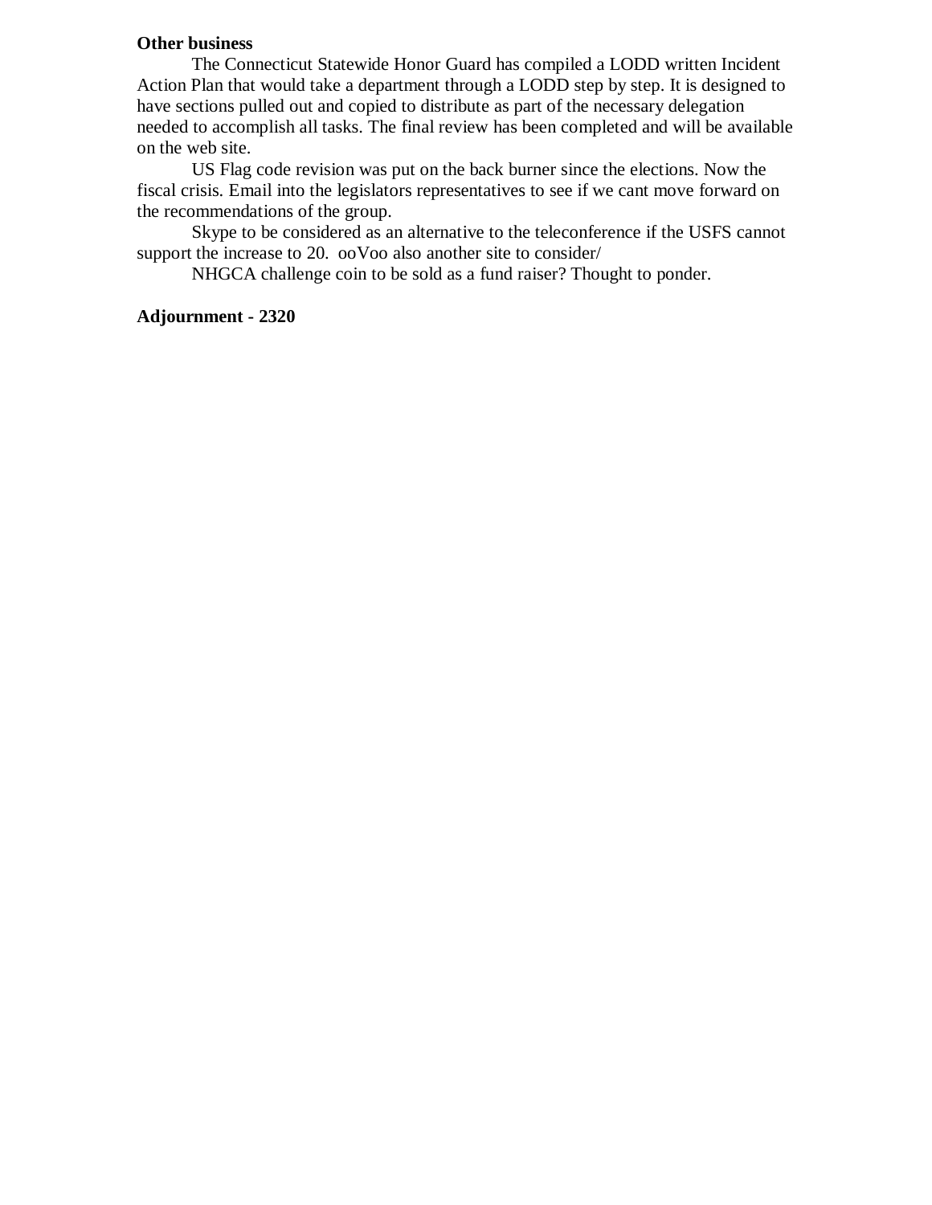**Other business**

The Connecticut Statewide Honor Guard has compiled a LODD written Incident Action Plan that would take a department through a LODD step by step. It is designed to have sections pulled out and copied to distribute as part of the necessary delegation needed to accomplish all tasks. The final review has been completed and will be available on the web site.

US Flag code revision was put on the back burner since the elections. Now the fiscal crisis. Email into the legislators representatives to see if we cant move forward on the recommendations of the group.

Skype to be considered as an alternative to the teleconference if the USFS cannot support the increase to 20. ooVoo also another site to consider/

NHGCA challenge coin to be sold as a fund raiser? Thought to ponder.

**Adjournment - 2320**